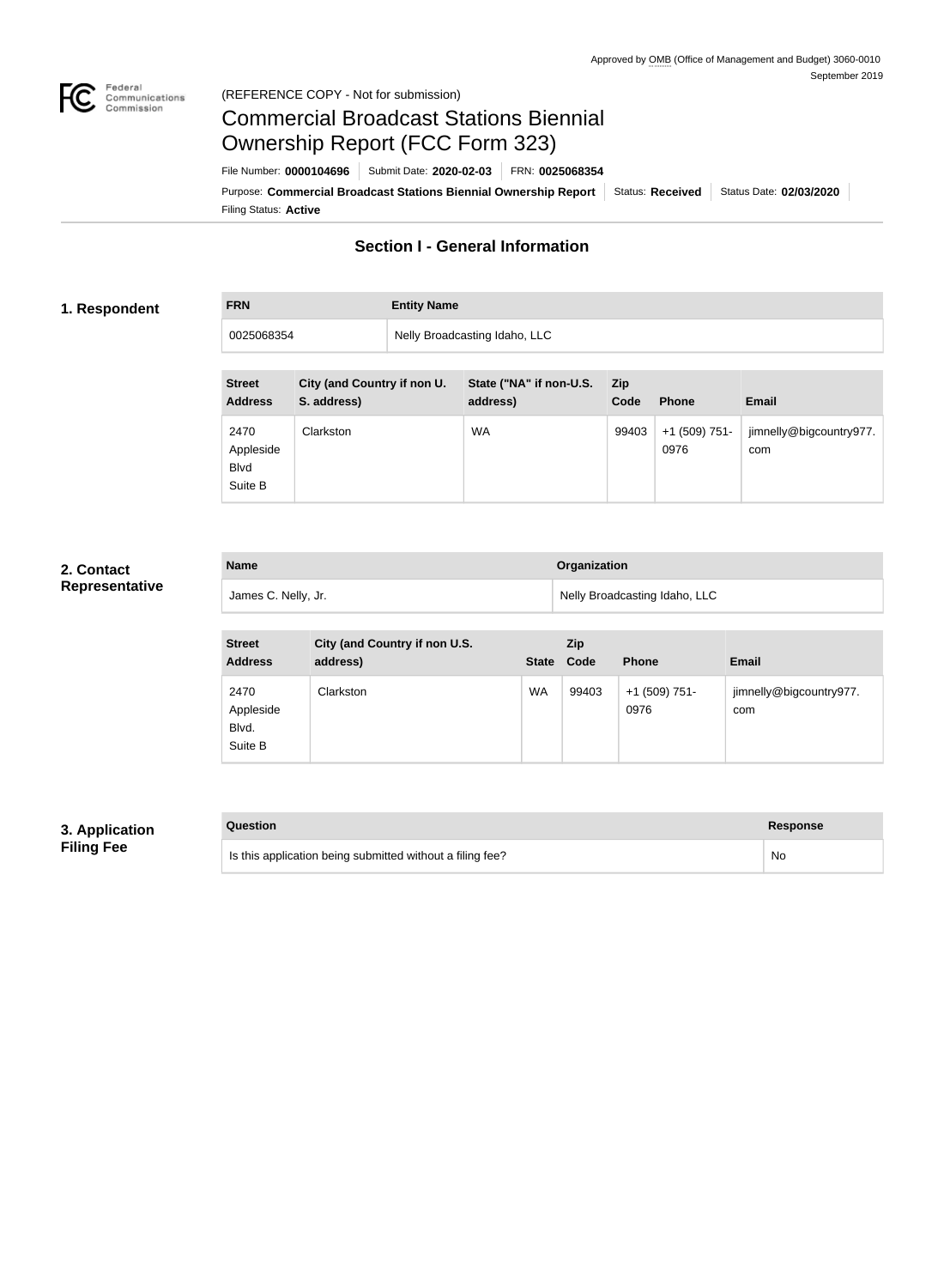Approved by OMB (Office of Management and Budget) 3060-0010
September 2019

(REFERENCE COPY - Not for submission)

# Commercial Broadcast Stations Biennial Ownership Report (FCC Form 323)

File Number: **0000104696** | Submit Date: **2020-02-03** | FRN: **0025068354**

Purpose: **Commercial Broadcast Stations Biennial Ownership Report** | Status: **Received** | Status Date: **02/03/2020**

Filing Status: **Active**

## Section I - General Information

### 1. Respondent

| FRN | Entity Name |
| --- | --- |
| 0025068354 | Nelly Broadcasting Idaho, LLC |

| Street Address | City (and Country if non U. S. address) | State ("NA" if non-U.S. address) | Zip Code | Phone | Email |
| --- | --- | --- | --- | --- | --- |
| 2470 Appleside Blvd Suite B | Clarkston | WA | 99403 | +1 (509) 751-0976 | jimnelly@bigcountry977.com |

### 2. Contact Representative

| Name | Organization |
| --- | --- |
| James C. Nelly, Jr. | Nelly Broadcasting Idaho, LLC |

| Street Address | City (and Country if non U.S. address) | State | Zip Code | Phone | Email |
| --- | --- | --- | --- | --- | --- |
| 2470 Appleside Blvd. Suite B | Clarkston | WA | 99403 | +1 (509) 751-0976 | jimnelly@bigcountry977.com |

### 3. Application Filing Fee

| Question | Response |
| --- | --- |
| Is this application being submitted without a filing fee? | No |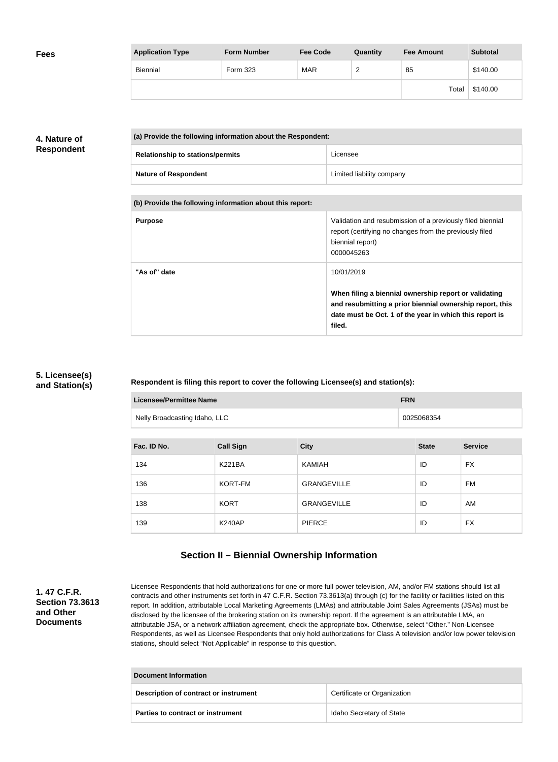**Fees**

| Application Type | Form Number | Fee Code | Quantity | Fee Amount | Subtotal |
| --- | --- | --- | --- | --- | --- |
| Biennial | Form 323 | MAR | 2 | 85 | $140.00 |
| | | | | Total | $140.00 |

**4. Nature of Respondent**

| (a) Provide the following information about the Respondent: | |
| --- | --- |
| **Relationship to stations/permits** | Licensee |
| **Nature of Respondent** | Limited liability company |

| (b) Provide the following information about this report: | |
| --- | --- |
| **Purpose** | Validation and resubmission of a previously filed biennial report (certifying no changes from the previously filed biennial report)<br>0000045263 |
| **"As of" date** | 10/01/2019<br><br>**When filing a biennial ownership report or validating and resubmitting a prior biennial ownership report, this date must be Oct. 1 of the year in which this report is filed.** |

**5. Licensee(s) and Station(s)**

**Respondent is filing this report to cover the following Licensee(s) and station(s):**

| Licensee/Permittee Name | FRN |
| --- | --- |
| Nelly Broadcasting Idaho, LLC | 0025068354 |

| Fac. ID No. | Call Sign | City | State | Service |
| --- | --- | --- | --- | --- |
| 134 | K221BA | KAMIAH | ID | FX |
| 136 | KORT-FM | GRANGEVILLE | ID | FM |
| 138 | KORT | GRANGEVILLE | ID | AM |
| 139 | K240AP | PIERCE | ID | FX |

## Section II – Biennial Ownership Information

**1. 47 C.F.R. Section 73.3613 and Other Documents**

Licensee Respondents that hold authorizations for one or more full power television, AM, and/or FM stations should list all contracts and other instruments set forth in 47 C.F.R. Section 73.3613(a) through (c) for the facility or facilities listed on this report. In addition, attributable Local Marketing Agreements (LMAs) and attributable Joint Sales Agreements (JSAs) must be disclosed by the licensee of the brokering station on its ownership report. If the agreement is an attributable LMA, an attributable JSA, or a network affiliation agreement, check the appropriate box. Otherwise, select "Other." Non-Licensee Respondents, as well as Licensee Respondents that only hold authorizations for Class A television and/or low power television stations, should select "Not Applicable" in response to this question.

| Document Information | |
| --- | --- |
| **Description of contract or instrument** | Certificate or Organization |
| **Parties to contract or instrument** | Idaho Secretary of State |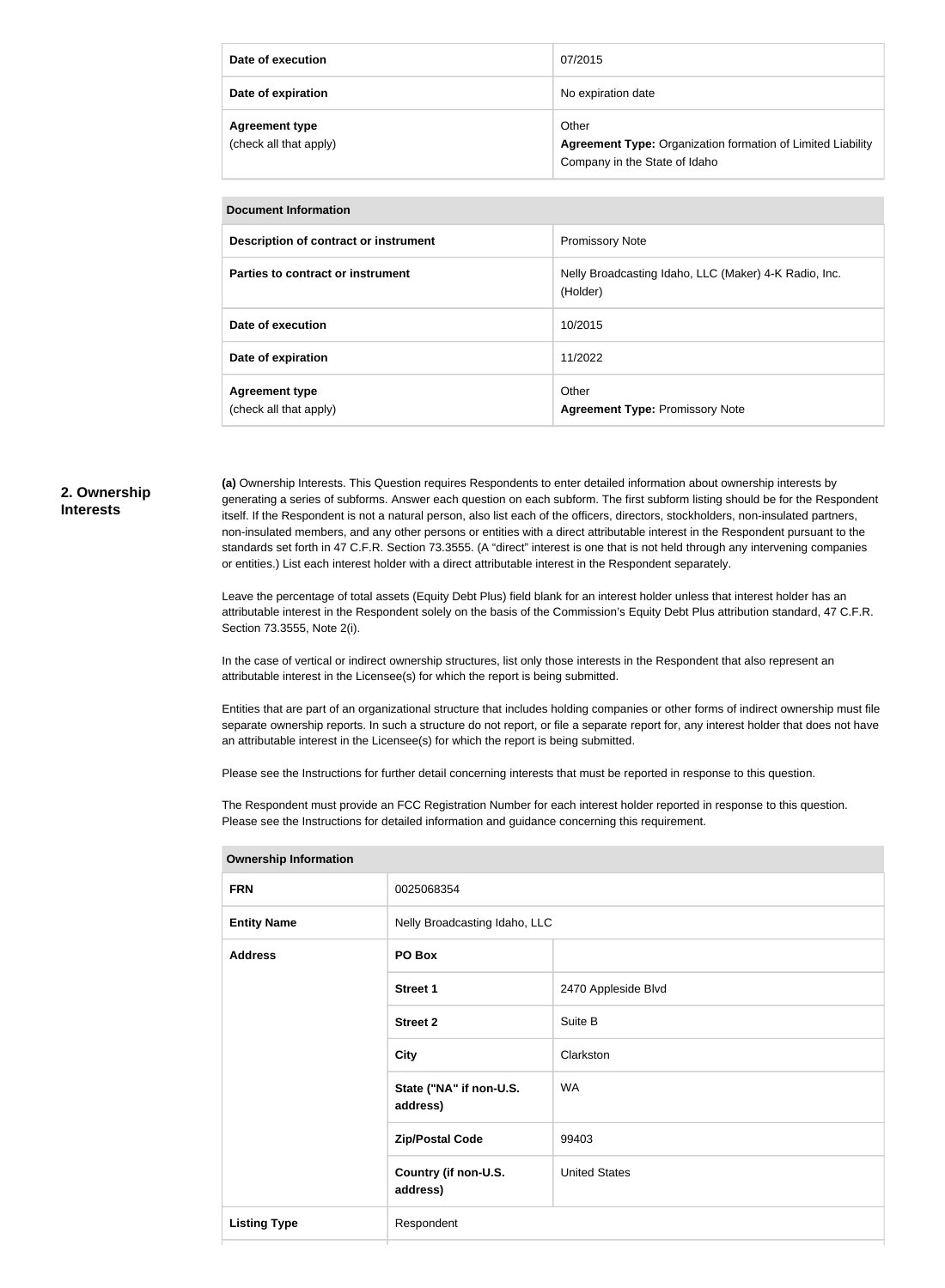| | |
|---|---|
| **Date of execution** | 07/2015 |
| **Date of expiration** | No expiration date |
| **Agreement type** (check all that apply) | Other **Agreement Type:** Organization formation of Limited Liability Company in the State of Idaho |

| **Document Information** | |
|---|---|
| **Description of contract or instrument** | Promissory Note |
| **Parties to contract or instrument** | Nelly Broadcasting Idaho, LLC (Maker) 4-K Radio, Inc. (Holder) |
| **Date of execution** | 10/2015 |
| **Date of expiration** | 11/2022 |
| **Agreement type** (check all that apply) | Other **Agreement Type:** Promissory Note |

## 2. Ownership Interests

**(a)** Ownership Interests. This Question requires Respondents to enter detailed information about ownership interests by generating a series of subforms. Answer each question on each subform. The first subform listing should be for the Respondent itself. If the Respondent is not a natural person, also list each of the officers, directors, stockholders, non-insulated partners, non-insulated members, and any other persons or entities with a direct attributable interest in the Respondent pursuant to the standards set forth in 47 C.F.R. Section 73.3555. (A "direct" interest is one that is not held through any intervening companies or entities.) List each interest holder with a direct attributable interest in the Respondent separately.

Leave the percentage of total assets (Equity Debt Plus) field blank for an interest holder unless that interest holder has an attributable interest in the Respondent solely on the basis of the Commission's Equity Debt Plus attribution standard, 47 C.F.R. Section 73.3555, Note 2(i).

In the case of vertical or indirect ownership structures, list only those interests in the Respondent that also represent an attributable interest in the Licensee(s) for which the report is being submitted.

Entities that are part of an organizational structure that includes holding companies or other forms of indirect ownership must file separate ownership reports. In such a structure do not report, or file a separate report for, any interest holder that does not have an attributable interest in the Licensee(s) for which the report is being submitted.

Please see the Instructions for further detail concerning interests that must be reported in response to this question.

The Respondent must provide an FCC Registration Number for each interest holder reported in response to this question. Please see the Instructions for detailed information and guidance concerning this requirement.

| **Ownership Information** | | |
|---|---|---|
| **FRN** | 0025068354 | |
| **Entity Name** | Nelly Broadcasting Idaho, LLC | |
| **Address** | **PO Box** | |
| | **Street 1** | 2470 Appleside Blvd |
| | **Street 2** | Suite B |
| | **City** | Clarkston |
| | **State ("NA" if non-U.S. address)** | WA |
| | **Zip/Postal Code** | 99403 |
| | **Country (if non-U.S. address)** | United States |
| **Listing Type** | Respondent | |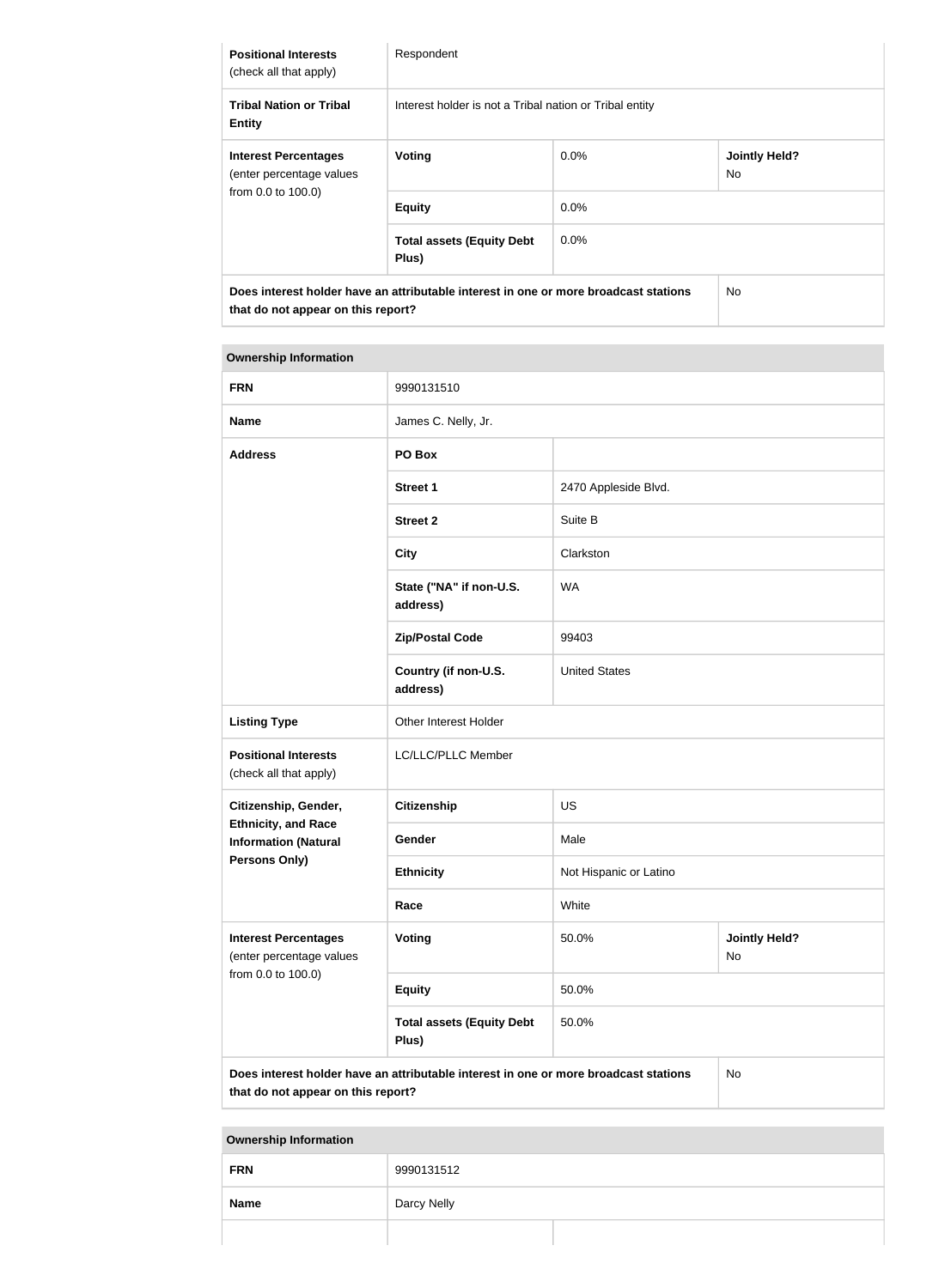| | | | |
|---|---|---|---|
| **Positional Interests** (check all that apply) | Respondent | | |
| **Tribal Nation or Tribal Entity** | Interest holder is not a Tribal nation or Tribal entity | | |
| **Interest Percentages** (enter percentage values from 0.0 to 100.0) | **Voting** | 0.0% | **Jointly Held?** No |
| | **Equity** | 0.0% | |
| | **Total assets (Equity Debt Plus)** | 0.0% | |
| **Does interest holder have an attributable interest in one or more broadcast stations that do not appear on this report?** | | | No |

| **Ownership Information** | | | |
|---|---|---|---|
| **FRN** | 9990131510 | | |
| **Name** | James C. Nelly, Jr. | | |
| **Address** | **PO Box** | | |
| | **Street 1** | 2470 Appleside Blvd. | |
| | **Street 2** | Suite B | |
| | **City** | Clarkston | |
| | **State ("NA" if non-U.S. address)** | WA | |
| | **Zip/Postal Code** | 99403 | |
| | **Country (if non-U.S. address)** | United States | |
| **Listing Type** | Other Interest Holder | | |
| **Positional Interests** (check all that apply) | LC/LLC/PLLC Member | | |
| **Citizenship, Gender, Ethnicity, and Race Information (Natural Persons Only)** | **Citizenship** | US | |
| | **Gender** | Male | |
| | **Ethnicity** | Not Hispanic or Latino | |
| | **Race** | White | |
| **Interest Percentages** (enter percentage values from 0.0 to 100.0) | **Voting** | 50.0% | **Jointly Held?** No |
| | **Equity** | 50.0% | |
| | **Total assets (Equity Debt Plus)** | 50.0% | |
| **Does interest holder have an attributable interest in one or more broadcast stations that do not appear on this report?** | | | No |

| **Ownership Information** | | |
|---|---|---|
| **FRN** | 9990131512 | |
| **Name** | Darcy Nelly | |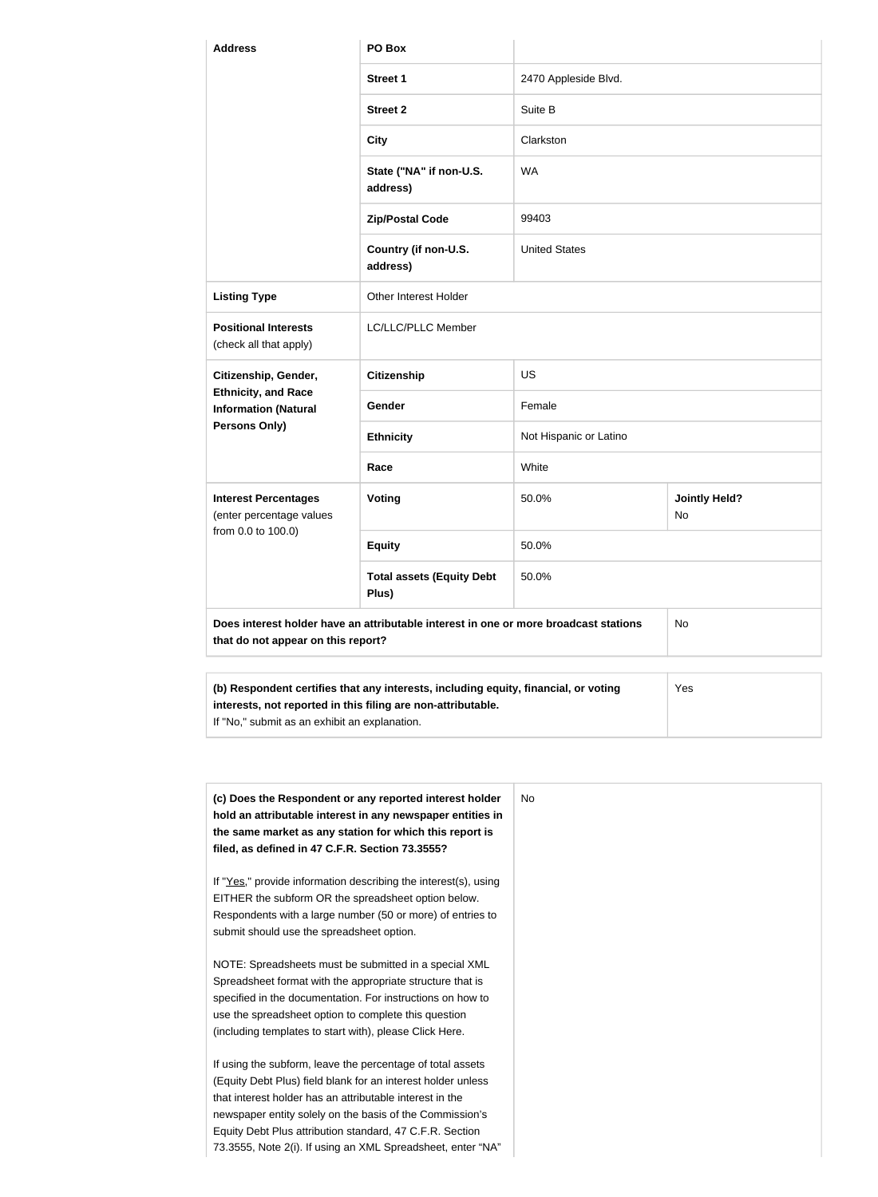| | | | |
|---|---|---|---|
| **Address** | **PO Box** | | |
| | **Street 1** | 2470 Appleside Blvd. | |
| | **Street 2** | Suite B | |
| | **City** | Clarkston | |
| | **State ("NA" if non-U.S. address)** | WA | |
| | **Zip/Postal Code** | 99403 | |
| | **Country (if non-U.S. address)** | United States | |
| **Listing Type** | Other Interest Holder | | |
| **Positional Interests** (check all that apply) | LC/LLC/PLLC Member | | |
| **Citizenship, Gender, Ethnicity, and Race Information (Natural Persons Only)** | **Citizenship** | US | |
| | **Gender** | Female | |
| | **Ethnicity** | Not Hispanic or Latino | |
| | **Race** | White | |
| **Interest Percentages** (enter percentage values from 0.0 to 100.0) | **Voting** | 50.0% | **Jointly Held?** No |
| | **Equity** | 50.0% | |
| | **Total assets (Equity Debt Plus)** | 50.0% | |
| **Does interest holder have an attributable interest in one or more broadcast stations that do not appear on this report?** | | | No |

| | |
|---|---|
| **(b) Respondent certifies that any interests, including equity, financial, or voting interests, not reported in this filing are non-attributable.** If "No," submit as an exhibit an explanation. | Yes |

| | |
|---|---|
| **(c) Does the Respondent or any reported interest holder hold an attributable interest in any newspaper entities in the same market as any station for which this report is filed, as defined in 47 C.F.R. Section 73.3555?**<br><br>If "Yes," provide information describing the interest(s), using EITHER the subform OR the spreadsheet option below. Respondents with a large number (50 or more) of entries to submit should use the spreadsheet option.<br><br>NOTE: Spreadsheets must be submitted in a special XML Spreadsheet format with the appropriate structure that is specified in the documentation. For instructions on how to use the spreadsheet option to complete this question (including templates to start with), please Click Here.<br><br>If using the subform, leave the percentage of total assets (Equity Debt Plus) field blank for an interest holder unless that interest holder has an attributable interest in the newspaper entity solely on the basis of the Commission's Equity Debt Plus attribution standard, 47 C.F.R. Section 73.3555, Note 2(i). If using an XML Spreadsheet, enter "NA" | No |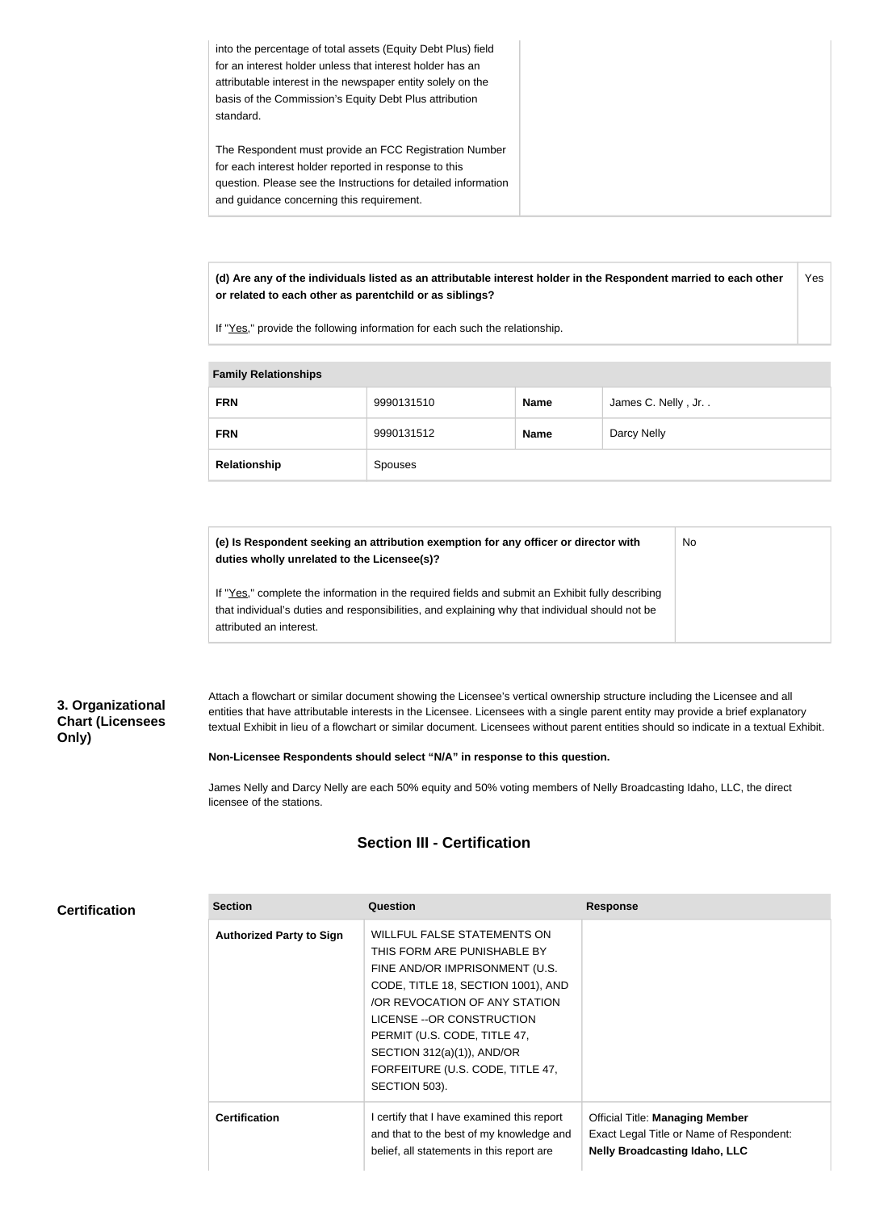| | |
|---|---|
| into the percentage of total assets (Equity Debt Plus) field for an interest holder unless that interest holder has an attributable interest in the newspaper entity solely on the basis of the Commission's Equity Debt Plus attribution standard.<br><br>The Respondent must provide an FCC Registration Number for each interest holder reported in response to this question. Please see the Instructions for detailed information and guidance concerning this requirement. | |

| | |
|---|---|
| **(d) Are any of the individuals listed as an attributable interest holder in the Respondent married to each other or related to each other as parentchild or as siblings?**<br><br>If "Yes," provide the following information for each such the relationship. | Yes |

| Family Relationships | | | |
|---|---|---|---|
| **FRN** | 9990131510 | **Name** | James C. Nelly , Jr. . |
| **FRN** | 9990131512 | **Name** | Darcy Nelly |
| **Relationship** | Spouses | | |

| | |
|---|---|
| **(e) Is Respondent seeking an attribution exemption for any officer or director with duties wholly unrelated to the Licensee(s)?**<br><br>If "Yes," complete the information in the required fields and submit an Exhibit fully describing that individual's duties and responsibilities, and explaining why that individual should not be attributed an interest. | No |

**3. Organizational Chart (Licensees Only)**

Attach a flowchart or similar document showing the Licensee's vertical ownership structure including the Licensee and all entities that have attributable interests in the Licensee. Licensees with a single parent entity may provide a brief explanatory textual Exhibit in lieu of a flowchart or similar document. Licensees without parent entities should so indicate in a textual Exhibit.

**Non-Licensee Respondents should select "N/A" in response to this question.**

James Nelly and Darcy Nelly are each 50% equity and 50% voting members of Nelly Broadcasting Idaho, LLC, the direct licensee of the stations.

## Section III - Certification

**Certification**

| Section | Question | Response |
|---|---|---|
| **Authorized Party to Sign** | WILLFUL FALSE STATEMENTS ON THIS FORM ARE PUNISHABLE BY FINE AND/OR IMPRISONMENT (U.S. CODE, TITLE 18, SECTION 1001), AND /OR REVOCATION OF ANY STATION LICENSE --OR CONSTRUCTION PERMIT (U.S. CODE, TITLE 47, SECTION 312(a)(1)), AND/OR FORFEITURE (U.S. CODE, TITLE 47, SECTION 503). | |
| **Certification** | I certify that I have examined this report and that to the best of my knowledge and belief, all statements in this report are | Official Title: **Managing Member**<br>Exact Legal Title or Name of Respondent: **Nelly Broadcasting Idaho, LLC** |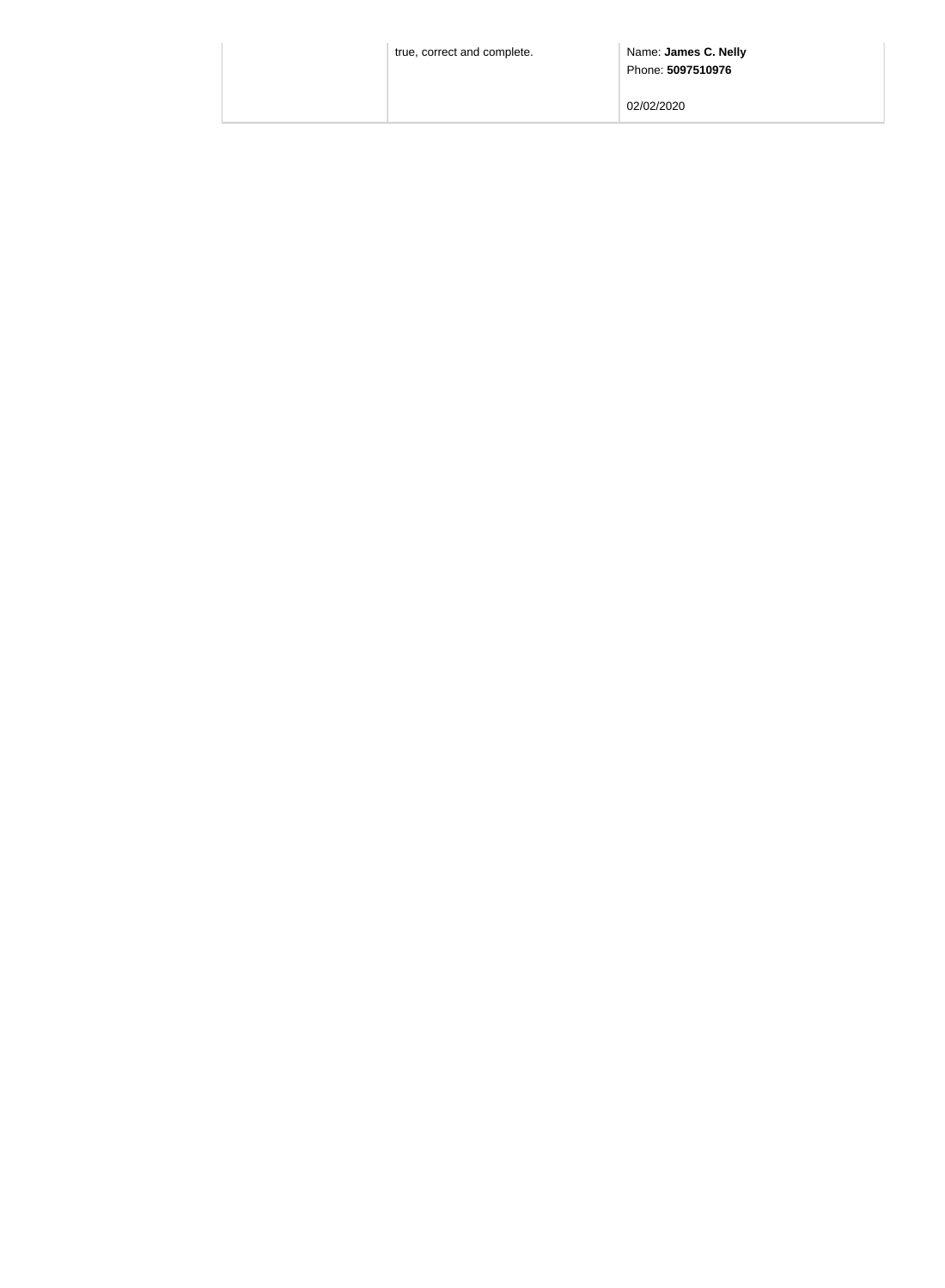| | | |
|---|---|---|
| | true, correct and complete. | Name: **James C. Nelly**<br>Phone: **5097510976**<br><br>02/02/2020 |